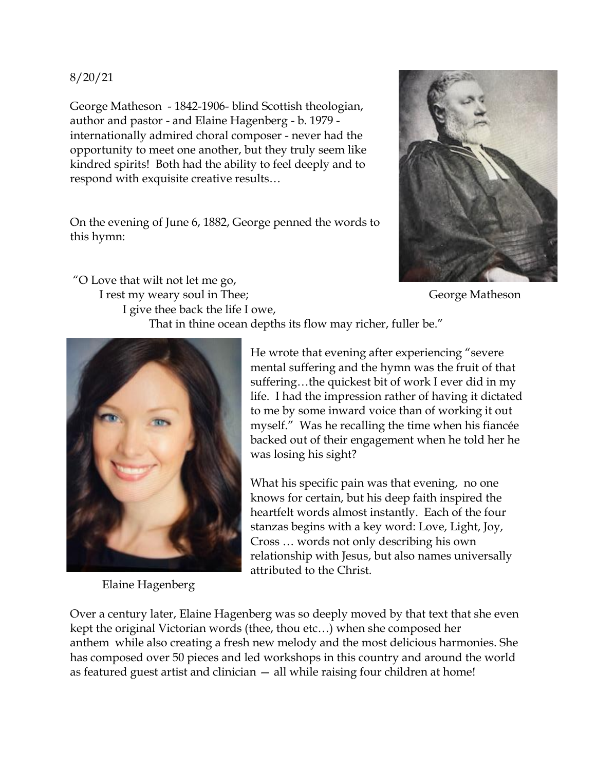8/20/21

George Matheson - 1842-1906- blind Scottish theologian, author and pastor - and Elaine Hagenberg - b. 1979 - internationally admired choral composer - never had the opportunity to meet one another, but they truly seem like kindred spirits! Both had the ability to feel deeply and to respond with exquisite creative results…

On the evening of June 6, 1882, George penned the words to this hymn:

George Matheson

"O Love that wilt not let me go,
I rest my weary soul in Thee;
I give thee back the life I owe,
That in thine ocean depths its flow may richer, fuller be."

He wrote that evening after experiencing "severe mental suffering and the hymn was the fruit of that suffering…the quickest bit of work I ever did in my life. I had the impression rather of having it dictated to me by some inward voice than of working it out myself." Was he recalling the time when his fiancée backed out of their engagement when he told her he was losing his sight?

What his specific pain was that evening, no one knows for certain, but his deep faith inspired the heartfelt words almost instantly. Each of the four stanzas begins with a key word: Love, Light, Joy, Cross … words not only describing his own relationship with Jesus, but also names universally attributed to the Christ.

Elaine Hagenberg

Over a century later, Elaine Hagenberg was so deeply moved by that text that she even kept the original Victorian words (thee, thou etc…) when she composed her anthem while also creating a fresh new melody and the most delicious harmonies. She has composed over 50 pieces and led workshops in this country and around the world as featured guest artist and clinician — all while raising four children at home!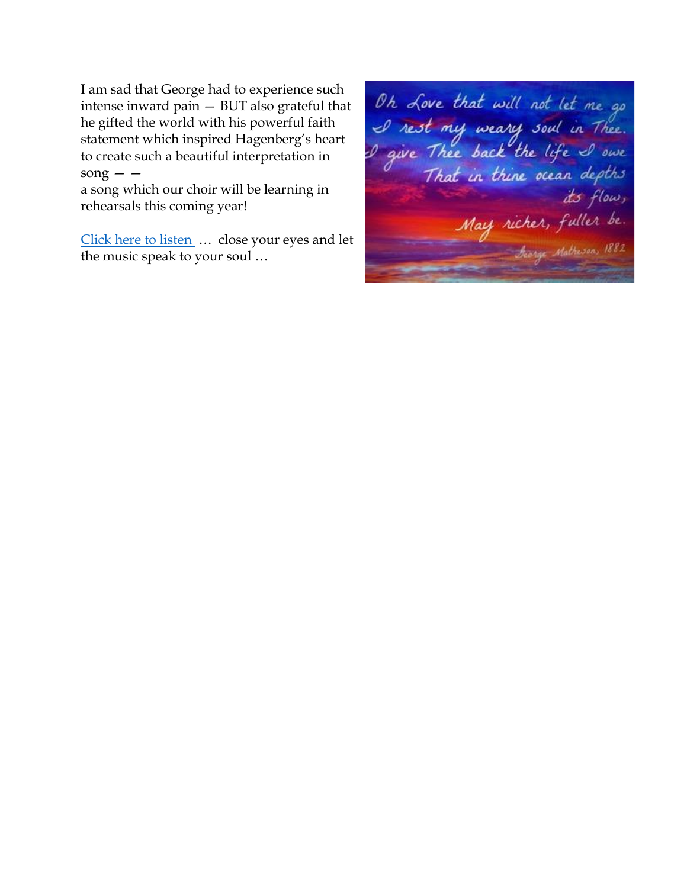I am sad that George had to experience such intense inward pain — BUT also grateful that he gifted the world with his powerful faith statement which inspired Hagenberg's heart to create such a beautiful interpretation in song — —
a song which our choir will be learning in rehearsals this coming year!

Click here to listen … close your eyes and let the music speak to your soul …

Oh Love that will not let me go
I rest my weary soul in Thee.
I give Thee back the life I owe
That in thine ocean depths its flow,
May richer, fuller be.

George Matheson, 1882